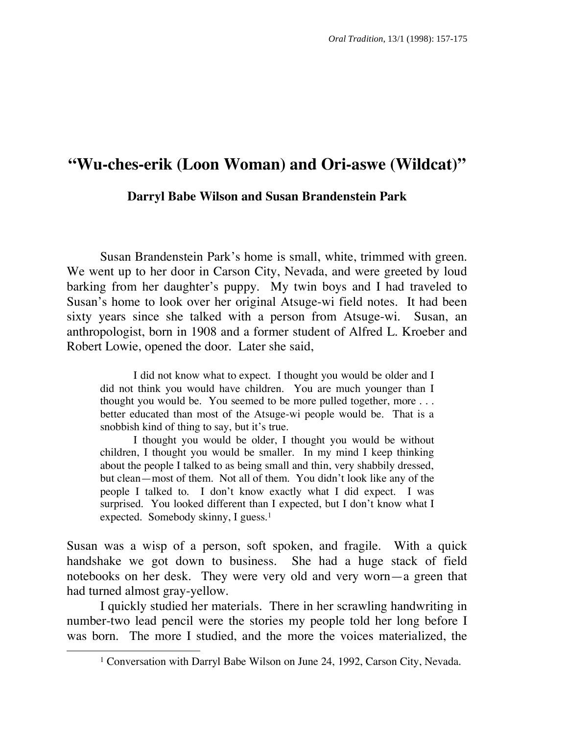# "Wu-ches-erik (Loon Woman) and Ori-aswe (Wildcat)"

**Darryl Babe Wilson and Susan Brandenstein Park**

Susan Brandenstein Park's home is small, white, trimmed with green. We went up to her door in Carson City, Nevada, and were greeted by loud barking from her daughter's puppy. My twin boys and I had traveled to Susan's home to look over her original Atsuge-wi field notes. It had been sixty years since she talked with a person from Atsuge-wi. Susan, an anthropologist, born in 1908 and a former student of Alfred L. Kroeber and Robert Lowie, opened the door. Later she said,

> I did not know what to expect. I thought you would be older and I did not think you would have children. You are much younger than I thought you would be. You seemed to be more pulled together, more . . . better educated than most of the Atsuge-wi people would be. That is a snobbish kind of thing to say, but it's true.
>
> I thought you would be older, I thought you would be without children, I thought you would be smaller. In my mind I keep thinking about the people I talked to as being small and thin, very shabbily dressed, but clean—most of them. Not all of them. You didn't look like any of the people I talked to. I don't know exactly what I did expect. I was surprised. You looked different than I expected, but I don't know what I expected. Somebody skinny, I guess.[1]

Susan was a wisp of a person, soft spoken, and fragile. With a quick handshake we got down to business. She had a huge stack of field notebooks on her desk. They were very old and very worn—a green that had turned almost gray-yellow.

I quickly studied her materials. There in her scrawling handwriting in number-two lead pencil were the stories my people told her long before I was born. The more I studied, and the more the voices materialized, the

[1] Conversation with Darryl Babe Wilson on June 24, 1992, Carson City, Nevada.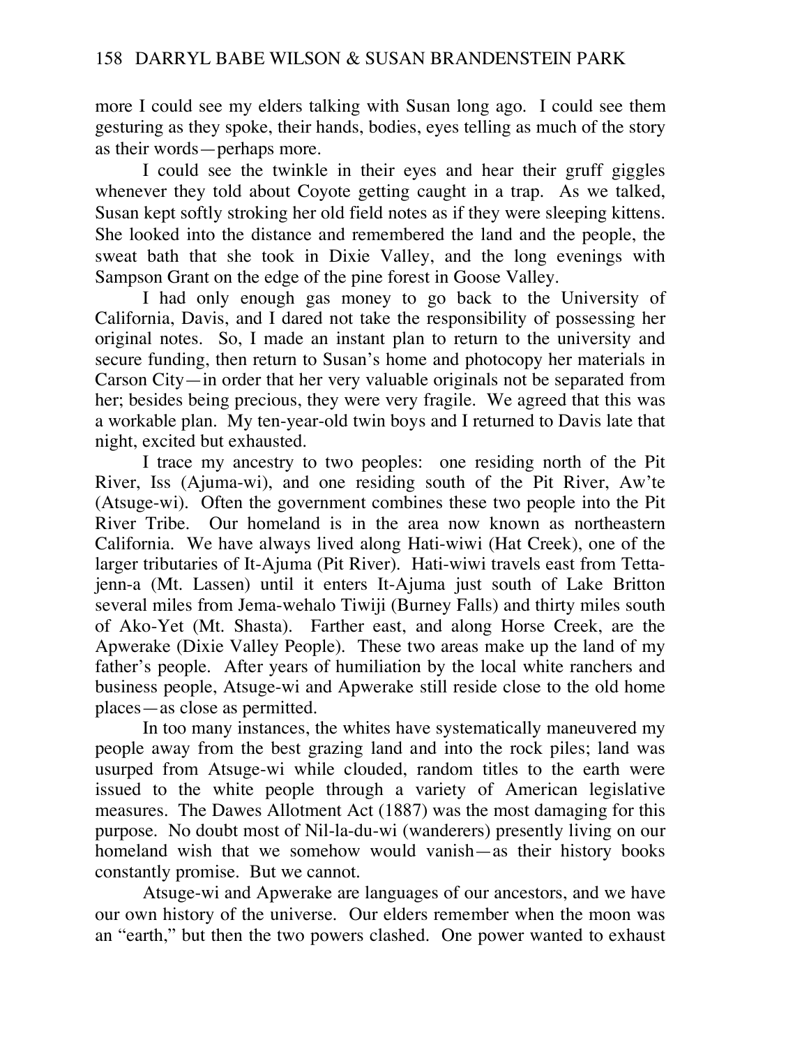more I could see my elders talking with Susan long ago. I could see them gesturing as they spoke, their hands, bodies, eyes telling as much of the story as their words—perhaps more.

I could see the twinkle in their eyes and hear their gruff giggles whenever they told about Coyote getting caught in a trap. As we talked, Susan kept softly stroking her old field notes as if they were sleeping kittens. She looked into the distance and remembered the land and the people, the sweat bath that she took in Dixie Valley, and the long evenings with Sampson Grant on the edge of the pine forest in Goose Valley.

I had only enough gas money to go back to the University of California, Davis, and I dared not take the responsibility of possessing her original notes. So, I made an instant plan to return to the university and secure funding, then return to Susan's home and photocopy her materials in Carson City—in order that her very valuable originals not be separated from her; besides being precious, they were very fragile. We agreed that this was a workable plan. My ten-year-old twin boys and I returned to Davis late that night, excited but exhausted.

I trace my ancestry to two peoples: one residing north of the Pit River, Iss (Ajuma-wi), and one residing south of the Pit River, Aw'te (Atsuge-wi). Often the government combines these two people into the Pit River Tribe. Our homeland is in the area now known as northeastern California. We have always lived along Hati-wiwi (Hat Creek), one of the larger tributaries of It-Ajuma (Pit River). Hati-wiwi travels east from Tetta-jenn-a (Mt. Lassen) until it enters It-Ajuma just south of Lake Britton several miles from Jema-wehalo Tiwiji (Burney Falls) and thirty miles south of Ako-Yet (Mt. Shasta). Farther east, and along Horse Creek, are the Apwerake (Dixie Valley People). These two areas make up the land of my father's people. After years of humiliation by the local white ranchers and business people, Atsuge-wi and Apwerake still reside close to the old home places—as close as permitted.

In too many instances, the whites have systematically maneuvered my people away from the best grazing land and into the rock piles; land was usurped from Atsuge-wi while clouded, random titles to the earth were issued to the white people through a variety of American legislative measures. The Dawes Allotment Act (1887) was the most damaging for this purpose. No doubt most of Nil-la-du-wi (wanderers) presently living on our homeland wish that we somehow would vanish—as their history books constantly promise. But we cannot.

Atsuge-wi and Apwerake are languages of our ancestors, and we have our own history of the universe. Our elders remember when the moon was an "earth," but then the two powers clashed. One power wanted to exhaust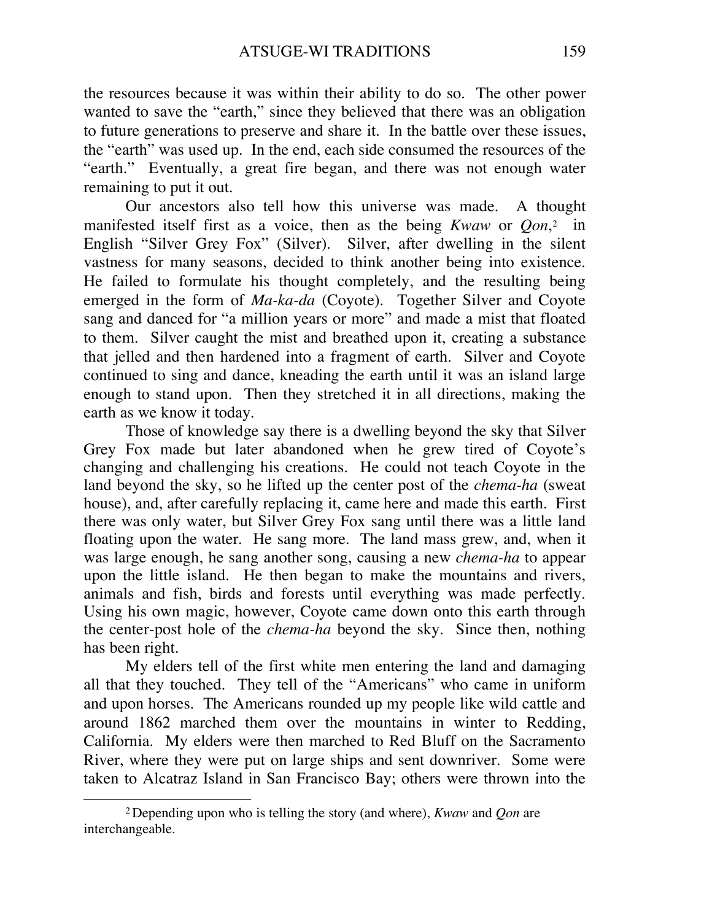the resources because it was within their ability to do so. The other power wanted to save the "earth," since they believed that there was an obligation to future generations to preserve and share it. In the battle over these issues, the "earth" was used up. In the end, each side consumed the resources of the "earth." Eventually, a great fire began, and there was not enough water remaining to put it out.

Our ancestors also tell how this universe was made. A thought manifested itself first as a voice, then as the being *Kwaw* or *Qon*,[2] in English "Silver Grey Fox" (Silver). Silver, after dwelling in the silent vastness for many seasons, decided to think another being into existence. He failed to formulate his thought completely, and the resulting being emerged in the form of *Ma-ka-da* (Coyote). Together Silver and Coyote sang and danced for "a million years or more" and made a mist that floated to them. Silver caught the mist and breathed upon it, creating a substance that jelled and then hardened into a fragment of earth. Silver and Coyote continued to sing and dance, kneading the earth until it was an island large enough to stand upon. Then they stretched it in all directions, making the earth as we know it today.

Those of knowledge say there is a dwelling beyond the sky that Silver Grey Fox made but later abandoned when he grew tired of Coyote's changing and challenging his creations. He could not teach Coyote in the land beyond the sky, so he lifted up the center post of the *chema-ha* (sweat house), and, after carefully replacing it, came here and made this earth. First there was only water, but Silver Grey Fox sang until there was a little land floating upon the water. He sang more. The land mass grew, and, when it was large enough, he sang another song, causing a new *chema-ha* to appear upon the little island. He then began to make the mountains and rivers, animals and fish, birds and forests until everything was made perfectly. Using his own magic, however, Coyote came down onto this earth through the center-post hole of the *chema-ha* beyond the sky. Since then, nothing has been right.

My elders tell of the first white men entering the land and damaging all that they touched. They tell of the "Americans" who came in uniform and upon horses. The Americans rounded up my people like wild cattle and around 1862 marched them over the mountains in winter to Redding, California. My elders were then marched to Red Bluff on the Sacramento River, where they were put on large ships and sent downriver. Some were taken to Alcatraz Island in San Francisco Bay; others were thrown into the

[2] Depending upon who is telling the story (and where), *Kwaw* and *Qon* are interchangeable.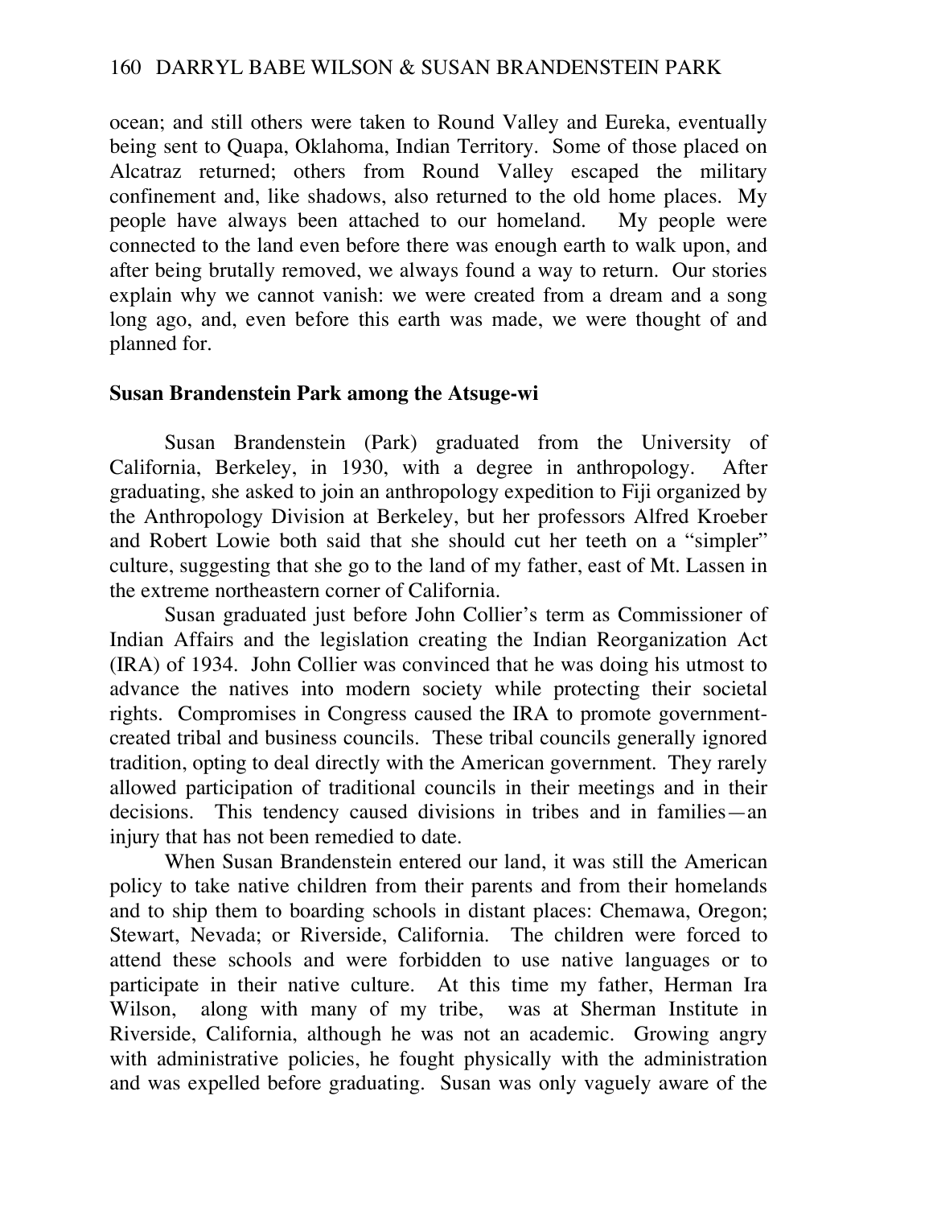ocean; and still others were taken to Round Valley and Eureka, eventually being sent to Quapa, Oklahoma, Indian Territory. Some of those placed on Alcatraz returned; others from Round Valley escaped the military confinement and, like shadows, also returned to the old home places. My people have always been attached to our homeland. My people were connected to the land even before there was enough earth to walk upon, and after being brutally removed, we always found a way to return. Our stories explain why we cannot vanish: we were created from a dream and a song long ago, and, even before this earth was made, we were thought of and planned for.

## Susan Brandenstein Park among the Atsuge-wi

Susan Brandenstein (Park) graduated from the University of California, Berkeley, in 1930, with a degree in anthropology. After graduating, she asked to join an anthropology expedition to Fiji organized by the Anthropology Division at Berkeley, but her professors Alfred Kroeber and Robert Lowie both said that she should cut her teeth on a "simpler" culture, suggesting that she go to the land of my father, east of Mt. Lassen in the extreme northeastern corner of California.

Susan graduated just before John Collier's term as Commissioner of Indian Affairs and the legislation creating the Indian Reorganization Act (IRA) of 1934. John Collier was convinced that he was doing his utmost to advance the natives into modern society while protecting their societal rights. Compromises in Congress caused the IRA to promote government-created tribal and business councils. These tribal councils generally ignored tradition, opting to deal directly with the American government. They rarely allowed participation of traditional councils in their meetings and in their decisions. This tendency caused divisions in tribes and in families—an injury that has not been remedied to date.

When Susan Brandenstein entered our land, it was still the American policy to take native children from their parents and from their homelands and to ship them to boarding schools in distant places: Chemawa, Oregon; Stewart, Nevada; or Riverside, California. The children were forced to attend these schools and were forbidden to use native languages or to participate in their native culture. At this time my father, Herman Ira Wilson, along with many of my tribe, was at Sherman Institute in Riverside, California, although he was not an academic. Growing angry with administrative policies, he fought physically with the administration and was expelled before graduating. Susan was only vaguely aware of the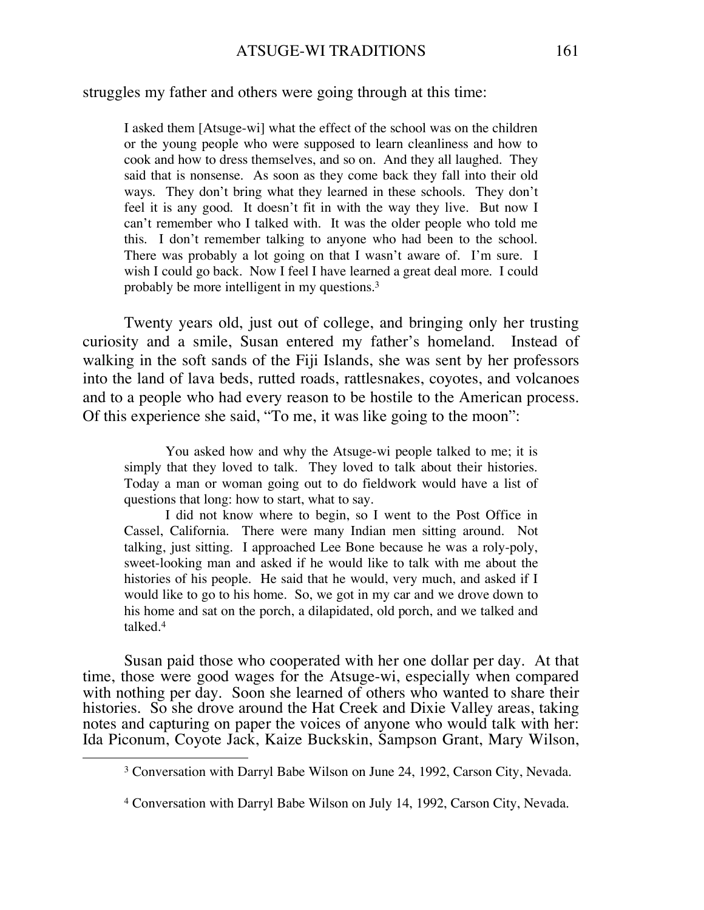struggles my father and others were going through at this time:

> I asked them [Atsuge-wi] what the effect of the school was on the children or the young people who were supposed to learn cleanliness and how to cook and how to dress themselves, and so on. And they all laughed. They said that is nonsense. As soon as they come back they fall into their old ways. They don't bring what they learned in these schools. They don't feel it is any good. It doesn't fit in with the way they live. But now I can't remember who I talked with. It was the older people who told me this. I don't remember talking to anyone who had been to the school. There was probably a lot going on that I wasn't aware of. I'm sure. I wish I could go back. Now I feel I have learned a great deal more. I could probably be more intelligent in my questions.[3]

Twenty years old, just out of college, and bringing only her trusting curiosity and a smile, Susan entered my father's homeland. Instead of walking in the soft sands of the Fiji Islands, she was sent by her professors into the land of lava beds, rutted roads, rattlesnakes, coyotes, and volcanoes and to a people who had every reason to be hostile to the American process. Of this experience she said, "To me, it was like going to the moon":

> You asked how and why the Atsuge-wi people talked to me; it is simply that they loved to talk. They loved to talk about their histories. Today a man or woman going out to do fieldwork would have a list of questions that long: how to start, what to say.
>
> I did not know where to begin, so I went to the Post Office in Cassel, California. There were many Indian men sitting around. Not talking, just sitting. I approached Lee Bone because he was a roly-poly, sweet-looking man and asked if he would like to talk with me about the histories of his people. He said that he would, very much, and asked if I would like to go to his home. So, we got in my car and we drove down to his home and sat on the porch, a dilapidated, old porch, and we talked and talked.[4]

Susan paid those who cooperated with her one dollar per day. At that time, those were good wages for the Atsuge-wi, especially when compared with nothing per day. Soon she learned of others who wanted to share their histories. So she drove around the Hat Creek and Dixie Valley areas, taking notes and capturing on paper the voices of anyone who would talk with her: Ida Piconum, Coyote Jack, Kaize Buckskin, Sampson Grant, Mary Wilson,

---

[3] Conversation with Darryl Babe Wilson on June 24, 1992, Carson City, Nevada.

[4] Conversation with Darryl Babe Wilson on July 14, 1992, Carson City, Nevada.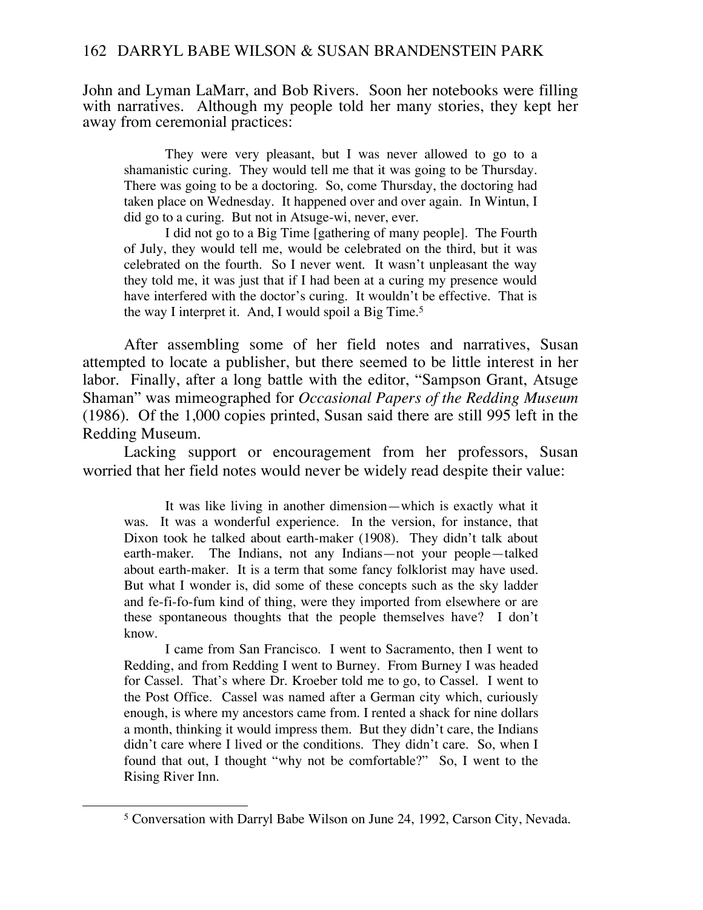John and Lyman LaMarr, and Bob Rivers. Soon her notebooks were filling with narratives. Although my people told her many stories, they kept her away from ceremonial practices:

> They were very pleasant, but I was never allowed to go to a shamanistic curing. They would tell me that it was going to be Thursday. There was going to be a doctoring. So, come Thursday, the doctoring had taken place on Wednesday. It happened over and over again. In Wintun, I did go to a curing. But not in Atsuge-wi, never, ever.
>
> I did not go to a Big Time [gathering of many people]. The Fourth of July, they would tell me, would be celebrated on the third, but it was celebrated on the fourth. So I never went. It wasn't unpleasant the way they told me, it was just that if I had been at a curing my presence would have interfered with the doctor's curing. It wouldn't be effective. That is the way I interpret it. And, I would spoil a Big Time.[5]

After assembling some of her field notes and narratives, Susan attempted to locate a publisher, but there seemed to be little interest in her labor. Finally, after a long battle with the editor, "Sampson Grant, Atsuge Shaman" was mimeographed for *Occasional Papers of the Redding Museum* (1986). Of the 1,000 copies printed, Susan said there are still 995 left in the Redding Museum.

Lacking support or encouragement from her professors, Susan worried that her field notes would never be widely read despite their value:

> It was like living in another dimension—which is exactly what it was. It was a wonderful experience. In the version, for instance, that Dixon took he talked about earth-maker (1908). They didn't talk about earth-maker. The Indians, not any Indians—not your people—talked about earth-maker. It is a term that some fancy folklorist may have used. But what I wonder is, did some of these concepts such as the sky ladder and fe-fi-fo-fum kind of thing, were they imported from elsewhere or are these spontaneous thoughts that the people themselves have? I don't know.
>
> I came from San Francisco. I went to Sacramento, then I went to Redding, and from Redding I went to Burney. From Burney I was headed for Cassel. That's where Dr. Kroeber told me to go, to Cassel. I went to the Post Office. Cassel was named after a German city which, curiously enough, is where my ancestors came from. I rented a shack for nine dollars a month, thinking it would impress them. But they didn't care, the Indians didn't care where I lived or the conditions. They didn't care. So, when I found that out, I thought "why not be comfortable?" So, I went to the Rising River Inn.

[5] Conversation with Darryl Babe Wilson on June 24, 1992, Carson City, Nevada.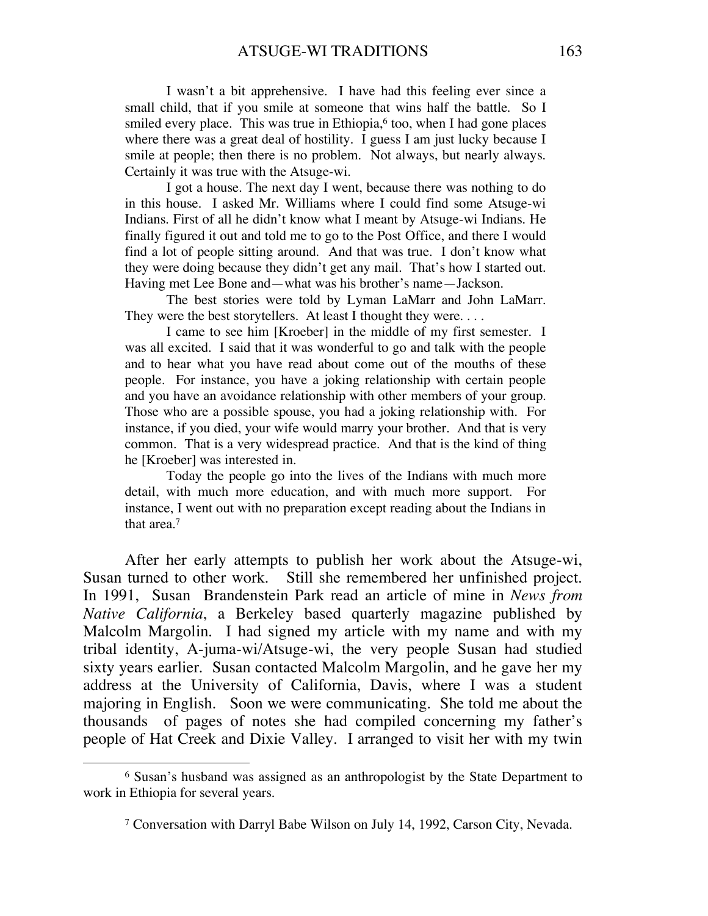> I wasn't a bit apprehensive. I have had this feeling ever since a small child, that if you smile at someone that wins half the battle. So I smiled every place. This was true in Ethiopia,[6] too, when I had gone places where there was a great deal of hostility. I guess I am just lucky because I smile at people; then there is no problem. Not always, but nearly always. Certainly it was true with the Atsuge-wi.
>
> I got a house. The next day I went, because there was nothing to do in this house. I asked Mr. Williams where I could find some Atsuge-wi Indians. First of all he didn't know what I meant by Atsuge-wi Indians. He finally figured it out and told me to go to the Post Office, and there I would find a lot of people sitting around. And that was true. I don't know what they were doing because they didn't get any mail. That's how I started out. Having met Lee Bone and—what was his brother's name—Jackson.
>
> The best stories were told by Lyman LaMarr and John LaMarr. They were the best storytellers. At least I thought they were. . . .
>
> I came to see him [Kroeber] in the middle of my first semester. I was all excited. I said that it was wonderful to go and talk with the people and to hear what you have read about come out of the mouths of these people. For instance, you have a joking relationship with certain people and you have an avoidance relationship with other members of your group. Those who are a possible spouse, you had a joking relationship with. For instance, if you died, your wife would marry your brother. And that is very common. That is a very widespread practice. And that is the kind of thing he [Kroeber] was interested in.
>
> Today the people go into the lives of the Indians with much more detail, with much more education, and with much more support. For instance, I went out with no preparation except reading about the Indians in that area.[7]

After her early attempts to publish her work about the Atsuge-wi, Susan turned to other work. Still she remembered her unfinished project. In 1991, Susan Brandenstein Park read an article of mine in *News from Native California*, a Berkeley based quarterly magazine published by Malcolm Margolin. I had signed my article with my name and with my tribal identity, A-juma-wi/Atsuge-wi, the very people Susan had studied sixty years earlier. Susan contacted Malcolm Margolin, and he gave her my address at the University of California, Davis, where I was a student majoring in English. Soon we were communicating. She told me about the thousands of pages of notes she had compiled concerning my father's people of Hat Creek and Dixie Valley. I arranged to visit her with my twin

---

[6] Susan's husband was assigned as an anthropologist by the State Department to work in Ethiopia for several years.

[7] Conversation with Darryl Babe Wilson on July 14, 1992, Carson City, Nevada.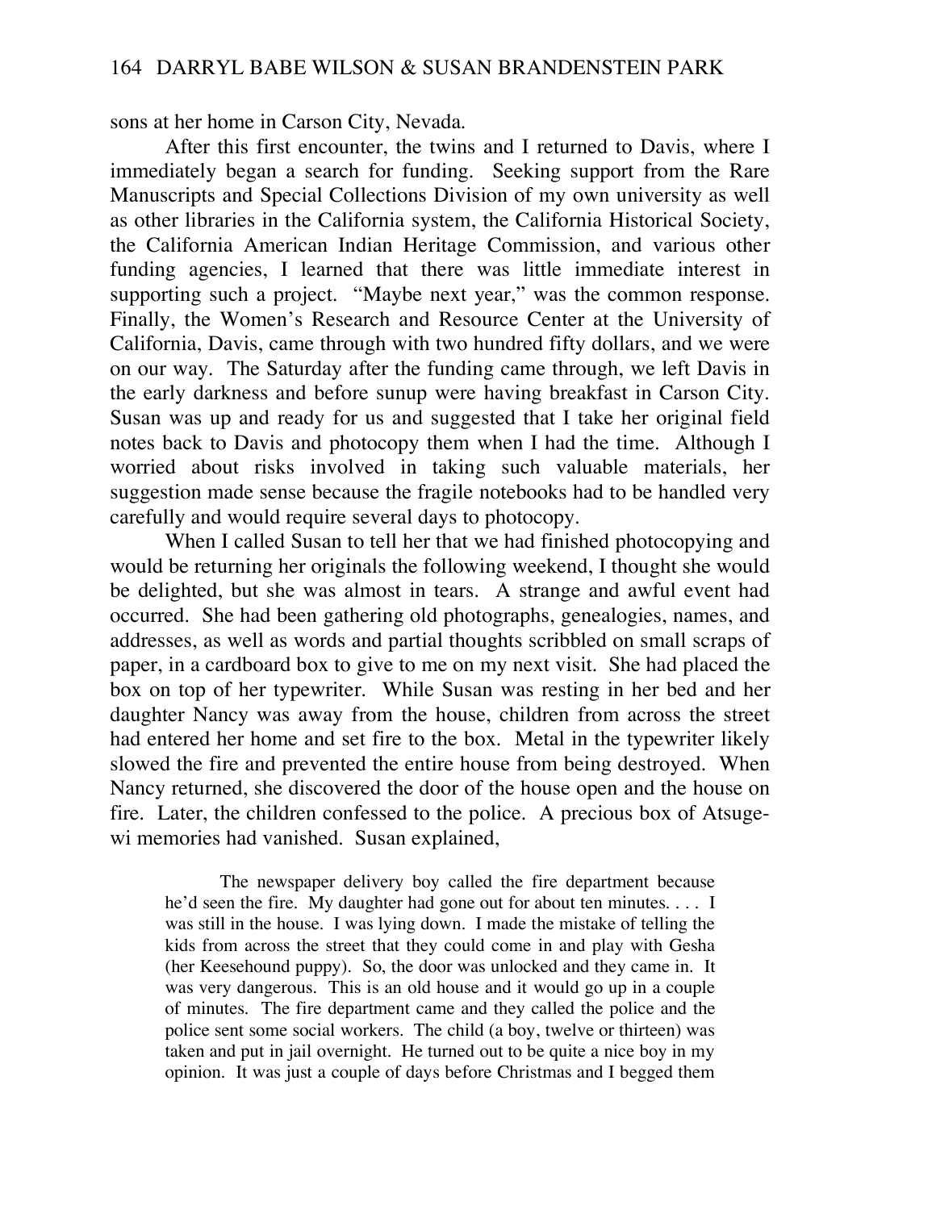sons at her home in Carson City, Nevada.

After this first encounter, the twins and I returned to Davis, where I immediately began a search for funding. Seeking support from the Rare Manuscripts and Special Collections Division of my own university as well as other libraries in the California system, the California Historical Society, the California American Indian Heritage Commission, and various other funding agencies, I learned that there was little immediate interest in supporting such a project. "Maybe next year," was the common response. Finally, the Women's Research and Resource Center at the University of California, Davis, came through with two hundred fifty dollars, and we were on our way. The Saturday after the funding came through, we left Davis in the early darkness and before sunup were having breakfast in Carson City. Susan was up and ready for us and suggested that I take her original field notes back to Davis and photocopy them when I had the time. Although I worried about risks involved in taking such valuable materials, her suggestion made sense because the fragile notebooks had to be handled very carefully and would require several days to photocopy.

When I called Susan to tell her that we had finished photocopying and would be returning her originals the following weekend, I thought she would be delighted, but she was almost in tears. A strange and awful event had occurred. She had been gathering old photographs, genealogies, names, and addresses, as well as words and partial thoughts scribbled on small scraps of paper, in a cardboard box to give to me on my next visit. She had placed the box on top of her typewriter. While Susan was resting in her bed and her daughter Nancy was away from the house, children from across the street had entered her home and set fire to the box. Metal in the typewriter likely slowed the fire and prevented the entire house from being destroyed. When Nancy returned, she discovered the door of the house open and the house on fire. Later, the children confessed to the police. A precious box of Atsuge-wi memories had vanished. Susan explained,

> The newspaper delivery boy called the fire department because he'd seen the fire. My daughter had gone out for about ten minutes. . . . I was still in the house. I was lying down. I made the mistake of telling the kids from across the street that they could come in and play with Gesha (her Keesehound puppy). So, the door was unlocked and they came in. It was very dangerous. This is an old house and it would go up in a couple of minutes. The fire department came and they called the police and the police sent some social workers. The child (a boy, twelve or thirteen) was taken and put in jail overnight. He turned out to be quite a nice boy in my opinion. It was just a couple of days before Christmas and I begged them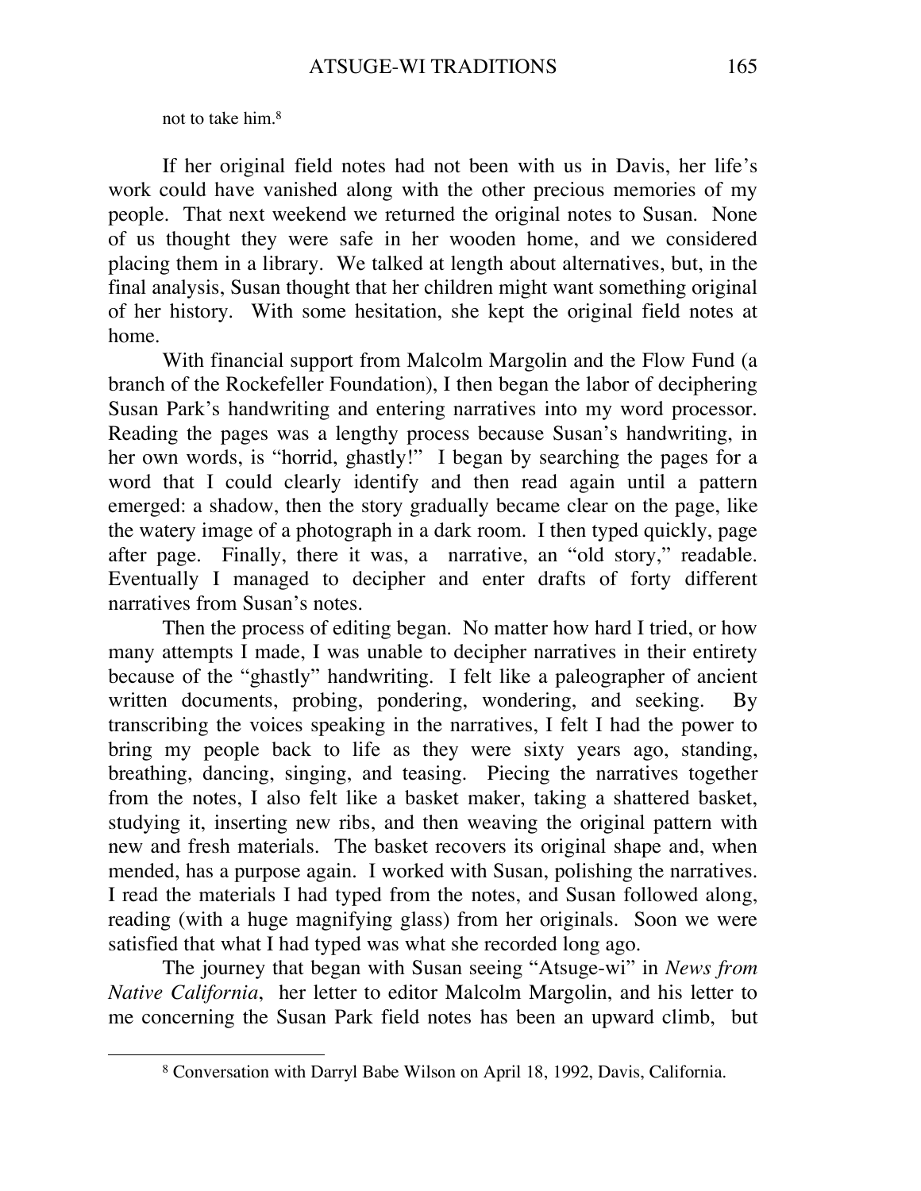not to take him.[8]

If her original field notes had not been with us in Davis, her life's work could have vanished along with the other precious memories of my people. That next weekend we returned the original notes to Susan. None of us thought they were safe in her wooden home, and we considered placing them in a library. We talked at length about alternatives, but, in the final analysis, Susan thought that her children might want something original of her history. With some hesitation, she kept the original field notes at home.

With financial support from Malcolm Margolin and the Flow Fund (a branch of the Rockefeller Foundation), I then began the labor of deciphering Susan Park's handwriting and entering narratives into my word processor. Reading the pages was a lengthy process because Susan's handwriting, in her own words, is "horrid, ghastly!" I began by searching the pages for a word that I could clearly identify and then read again until a pattern emerged: a shadow, then the story gradually became clear on the page, like the watery image of a photograph in a dark room. I then typed quickly, page after page. Finally, there it was, a narrative, an "old story," readable. Eventually I managed to decipher and enter drafts of forty different narratives from Susan's notes.

Then the process of editing began. No matter how hard I tried, or how many attempts I made, I was unable to decipher narratives in their entirety because of the "ghastly" handwriting. I felt like a paleographer of ancient written documents, probing, pondering, wondering, and seeking. By transcribing the voices speaking in the narratives, I felt I had the power to bring my people back to life as they were sixty years ago, standing, breathing, dancing, singing, and teasing. Piecing the narratives together from the notes, I also felt like a basket maker, taking a shattered basket, studying it, inserting new ribs, and then weaving the original pattern with new and fresh materials. The basket recovers its original shape and, when mended, has a purpose again. I worked with Susan, polishing the narratives. I read the materials I had typed from the notes, and Susan followed along, reading (with a huge magnifying glass) from her originals. Soon we were satisfied that what I had typed was what she recorded long ago.

The journey that began with Susan seeing "Atsuge-wi" in *News from Native California*, her letter to editor Malcolm Margolin, and his letter to me concerning the Susan Park field notes has been an upward climb, but

[8] Conversation with Darryl Babe Wilson on April 18, 1992, Davis, California.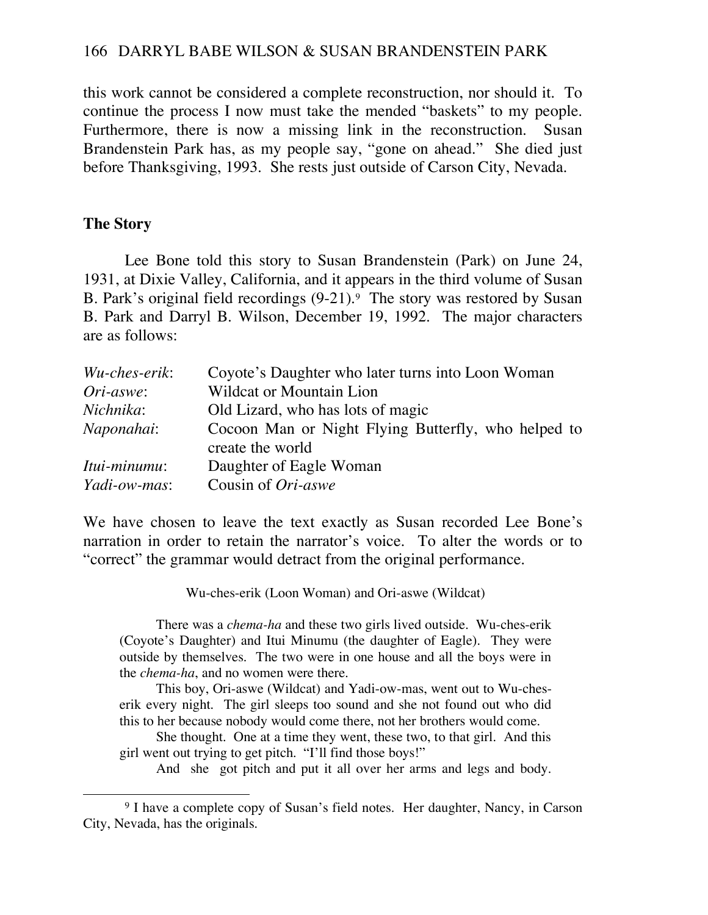this work cannot be considered a complete reconstruction, nor should it. To continue the process I now must take the mended "baskets" to my people. Furthermore, there is now a missing link in the reconstruction. Susan Brandenstein Park has, as my people say, "gone on ahead." She died just before Thanksgiving, 1993. She rests just outside of Carson City, Nevada.

## The Story

Lee Bone told this story to Susan Brandenstein (Park) on June 24, 1931, at Dixie Valley, California, and it appears in the third volume of Susan B. Park's original field recordings (9-21).[9] The story was restored by Susan B. Park and Darryl B. Wilson, December 19, 1992. The major characters are as follows:

| | |
|---|---|
| *Wu-ches-erik*: | Coyote's Daughter who later turns into Loon Woman |
| *Ori-aswe*: | Wildcat or Mountain Lion |
| *Nichnika*: | Old Lizard, who has lots of magic |
| *Naponahai*: | Cocoon Man or Night Flying Butterfly, who helped to create the world |
| *Itui-minumu*: | Daughter of Eagle Woman |
| *Yadi-ow-mas*: | Cousin of *Ori-aswe* |

We have chosen to leave the text exactly as Susan recorded Lee Bone's narration in order to retain the narrator's voice. To alter the words or to "correct" the grammar would detract from the original performance.

Wu-ches-erik (Loon Woman) and Ori-aswe (Wildcat)

> There was a *chema-ha* and these two girls lived outside. Wu-ches-erik (Coyote's Daughter) and Itui Minumu (the daughter of Eagle). They were outside by themselves. The two were in one house and all the boys were in the *chema-ha*, and no women were there.
>
> This boy, Ori-aswe (Wildcat) and Yadi-ow-mas, went out to Wu-ches-erik every night. The girl sleeps too sound and she not found out who did this to her because nobody would come there, not her brothers would come.
>
> She thought. One at a time they went, these two, to that girl. And this girl went out trying to get pitch. "I'll find those boys!"
>
> And she got pitch and put it all over her arms and legs and body.

[9] I have a complete copy of Susan's field notes. Her daughter, Nancy, in Carson City, Nevada, has the originals.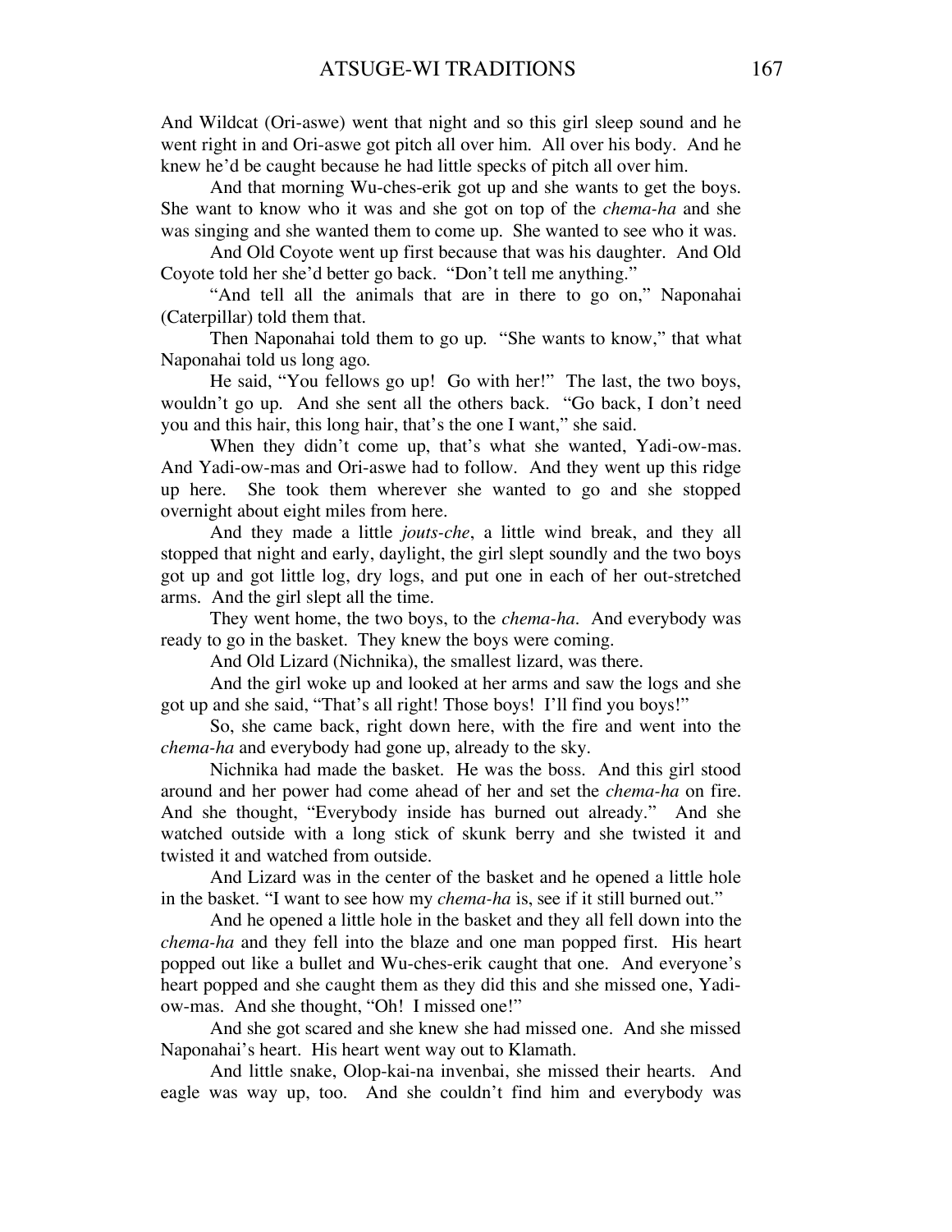And Wildcat (Ori-aswe) went that night and so this girl sleep sound and he went right in and Ori-aswe got pitch all over him. All over his body. And he knew he'd be caught because he had little specks of pitch all over him.

And that morning Wu-ches-erik got up and she wants to get the boys. She want to know who it was and she got on top of the *chema-ha* and she was singing and she wanted them to come up. She wanted to see who it was.

And Old Coyote went up first because that was his daughter. And Old Coyote told her she'd better go back. "Don't tell me anything."

"And tell all the animals that are in there to go on," Naponahai (Caterpillar) told them that.

Then Naponahai told them to go up. "She wants to know," that what Naponahai told us long ago.

He said, "You fellows go up! Go with her!" The last, the two boys, wouldn't go up. And she sent all the others back. "Go back, I don't need you and this hair, this long hair, that's the one I want," she said.

When they didn't come up, that's what she wanted, Yadi-ow-mas. And Yadi-ow-mas and Ori-aswe had to follow. And they went up this ridge up here. She took them wherever she wanted to go and she stopped overnight about eight miles from here.

And they made a little *jouts-che*, a little wind break, and they all stopped that night and early, daylight, the girl slept soundly and the two boys got up and got little log, dry logs, and put one in each of her out-stretched arms. And the girl slept all the time.

They went home, the two boys, to the *chema-ha*. And everybody was ready to go in the basket. They knew the boys were coming.

And Old Lizard (Nichnika), the smallest lizard, was there.

And the girl woke up and looked at her arms and saw the logs and she got up and she said, "That's all right! Those boys! I'll find you boys!"

So, she came back, right down here, with the fire and went into the *chema-ha* and everybody had gone up, already to the sky.

Nichnika had made the basket. He was the boss. And this girl stood around and her power had come ahead of her and set the *chema-ha* on fire. And she thought, "Everybody inside has burned out already." And she watched outside with a long stick of skunk berry and she twisted it and twisted it and watched from outside.

And Lizard was in the center of the basket and he opened a little hole in the basket. "I want to see how my *chema-ha* is, see if it still burned out."

And he opened a little hole in the basket and they all fell down into the *chema-ha* and they fell into the blaze and one man popped first. His heart popped out like a bullet and Wu-ches-erik caught that one. And everyone's heart popped and she caught them as they did this and she missed one, Yadi-ow-mas. And she thought, "Oh! I missed one!"

And she got scared and she knew she had missed one. And she missed Naponahai's heart. His heart went way out to Klamath.

And little snake, Olop-kai-na invenbai, she missed their hearts. And eagle was way up, too. And she couldn't find him and everybody was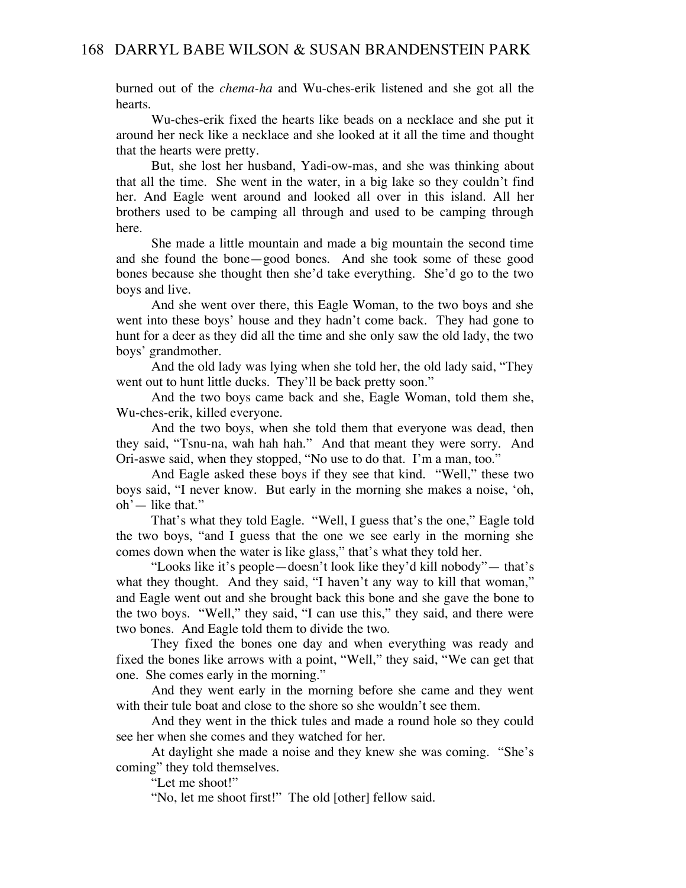burned out of the *chema-ha* and Wu-ches-erik listened and she got all the hearts.

Wu-ches-erik fixed the hearts like beads on a necklace and she put it around her neck like a necklace and she looked at it all the time and thought that the hearts were pretty.

But, she lost her husband, Yadi-ow-mas, and she was thinking about that all the time. She went in the water, in a big lake so they couldn't find her. And Eagle went around and looked all over in this island. All her brothers used to be camping all through and used to be camping through here.

She made a little mountain and made a big mountain the second time and she found the bone—good bones. And she took some of these good bones because she thought then she'd take everything. She'd go to the two boys and live.

And she went over there, this Eagle Woman, to the two boys and she went into these boys' house and they hadn't come back. They had gone to hunt for a deer as they did all the time and she only saw the old lady, the two boys' grandmother.

And the old lady was lying when she told her, the old lady said, "They went out to hunt little ducks. They'll be back pretty soon."

And the two boys came back and she, Eagle Woman, told them she, Wu-ches-erik, killed everyone.

And the two boys, when she told them that everyone was dead, then they said, "Tsnu-na, wah hah hah." And that meant they were sorry. And Ori-aswe said, when they stopped, "No use to do that. I'm a man, too."

And Eagle asked these boys if they see that kind. "Well," these two boys said, "I never know. But early in the morning she makes a noise, 'oh, oh'— like that."

That's what they told Eagle. "Well, I guess that's the one," Eagle told the two boys, "and I guess that the one we see early in the morning she comes down when the water is like glass," that's what they told her.

"Looks like it's people—doesn't look like they'd kill nobody"— that's what they thought. And they said, "I haven't any way to kill that woman," and Eagle went out and she brought back this bone and she gave the bone to the two boys. "Well," they said, "I can use this," they said, and there were two bones. And Eagle told them to divide the two.

They fixed the bones one day and when everything was ready and fixed the bones like arrows with a point, "Well," they said, "We can get that one. She comes early in the morning."

And they went early in the morning before she came and they went with their tule boat and close to the shore so she wouldn't see them.

And they went in the thick tules and made a round hole so they could see her when she comes and they watched for her.

At daylight she made a noise and they knew she was coming. "She's coming" they told themselves.

"Let me shoot!"

"No, let me shoot first!" The old [other] fellow said.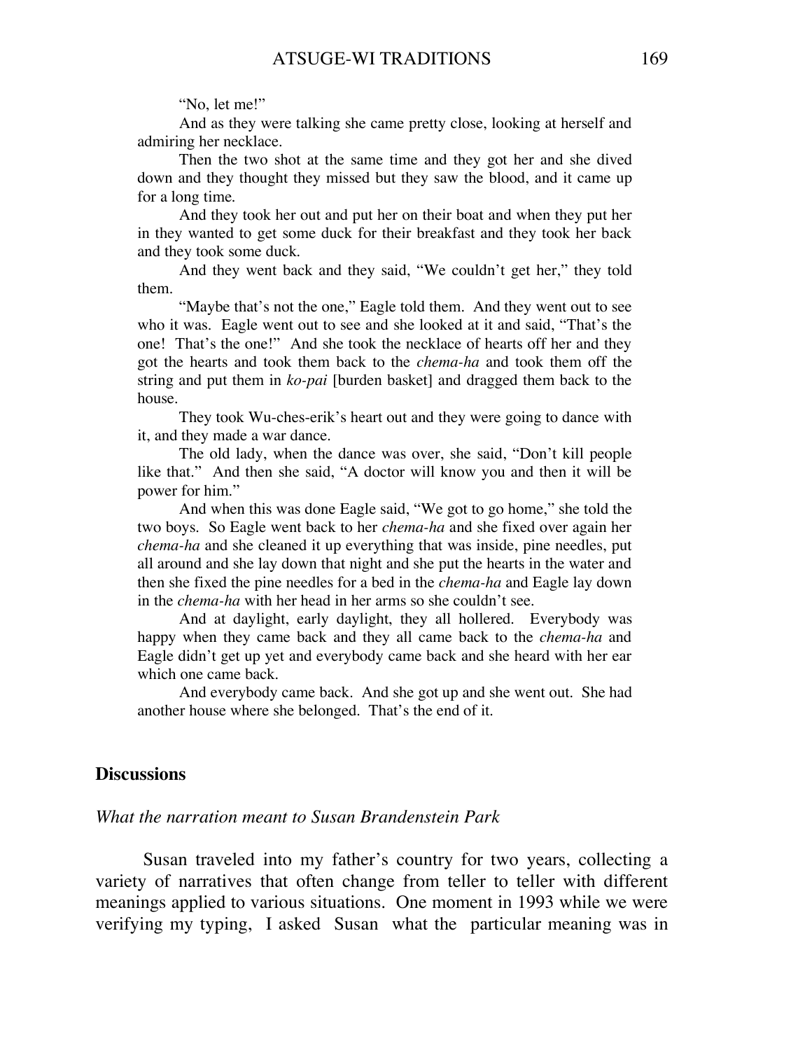"No, let me!"

And as they were talking she came pretty close, looking at herself and admiring her necklace.

Then the two shot at the same time and they got her and she dived down and they thought they missed but they saw the blood, and it came up for a long time.

And they took her out and put her on their boat and when they put her in they wanted to get some duck for their breakfast and they took her back and they took some duck.

And they went back and they said, "We couldn't get her," they told them.

"Maybe that's not the one," Eagle told them. And they went out to see who it was. Eagle went out to see and she looked at it and said, "That's the one! That's the one!" And she took the necklace of hearts off her and they got the hearts and took them back to the *chema-ha* and took them off the string and put them in *ko-pai* [burden basket] and dragged them back to the house.

They took Wu-ches-erik's heart out and they were going to dance with it, and they made a war dance.

The old lady, when the dance was over, she said, "Don't kill people like that." And then she said, "A doctor will know you and then it will be power for him."

And when this was done Eagle said, "We got to go home," she told the two boys. So Eagle went back to her *chema-ha* and she fixed over again her *chema-ha* and she cleaned it up everything that was inside, pine needles, put all around and she lay down that night and she put the hearts in the water and then she fixed the pine needles for a bed in the *chema-ha* and Eagle lay down in the *chema-ha* with her head in her arms so she couldn't see.

And at daylight, early daylight, they all hollered. Everybody was happy when they came back and they all came back to the *chema-ha* and Eagle didn't get up yet and everybody came back and she heard with her ear which one came back.

And everybody came back. And she got up and she went out. She had another house where she belonged. That's the end of it.

## Discussions

### *What the narration meant to Susan Brandenstein Park*

Susan traveled into my father's country for two years, collecting a variety of narratives that often change from teller to teller with different meanings applied to various situations. One moment in 1993 while we were verifying my typing, I asked Susan what the particular meaning was in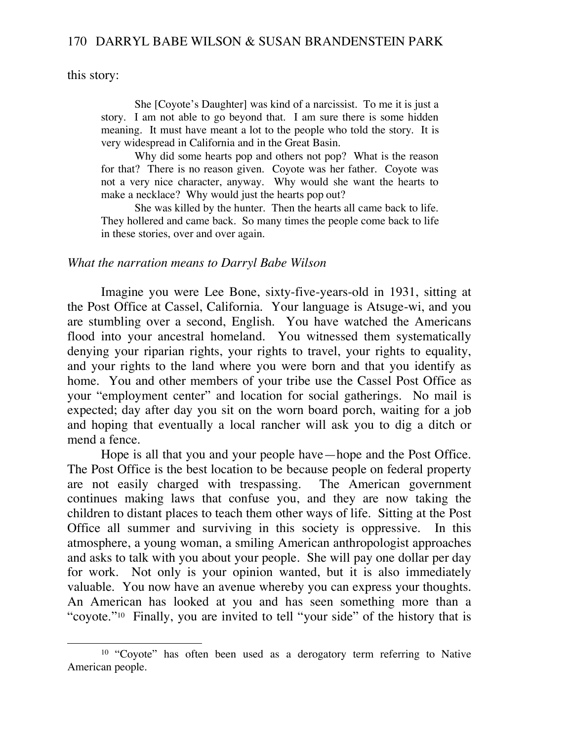this story:

> She [Coyote's Daughter] was kind of a narcissist. To me it is just a story. I am not able to go beyond that. I am sure there is some hidden meaning. It must have meant a lot to the people who told the story. It is very widespread in California and in the Great Basin.
>
> Why did some hearts pop and others not pop? What is the reason for that? There is no reason given. Coyote was her father. Coyote was not a very nice character, anyway. Why would she want the hearts to make a necklace? Why would just the hearts pop out?
>
> She was killed by the hunter. Then the hearts all came back to life. They hollered and came back. So many times the people come back to life in these stories, over and over again.

*What the narration means to Darryl Babe Wilson*

Imagine you were Lee Bone, sixty-five-years-old in 1931, sitting at the Post Office at Cassel, California. Your language is Atsuge-wi, and you are stumbling over a second, English. You have watched the Americans flood into your ancestral homeland. You witnessed them systematically denying your riparian rights, your rights to travel, your rights to equality, and your rights to the land where you were born and that you identify as home. You and other members of your tribe use the Cassel Post Office as your "employment center" and location for social gatherings. No mail is expected; day after day you sit on the worn board porch, waiting for a job and hoping that eventually a local rancher will ask you to dig a ditch or mend a fence.

Hope is all that you and your people have—hope and the Post Office. The Post Office is the best location to be because people on federal property are not easily charged with trespassing. The American government continues making laws that confuse you, and they are now taking the children to distant places to teach them other ways of life. Sitting at the Post Office all summer and surviving in this society is oppressive. In this atmosphere, a young woman, a smiling American anthropologist approaches and asks to talk with you about your people. She will pay one dollar per day for work. Not only is your opinion wanted, but it is also immediately valuable. You now have an avenue whereby you can express your thoughts. An American has looked at you and has seen something more than a "coyote."[10] Finally, you are invited to tell "your side" of the history that is

[10] "Coyote" has often been used as a derogatory term referring to Native American people.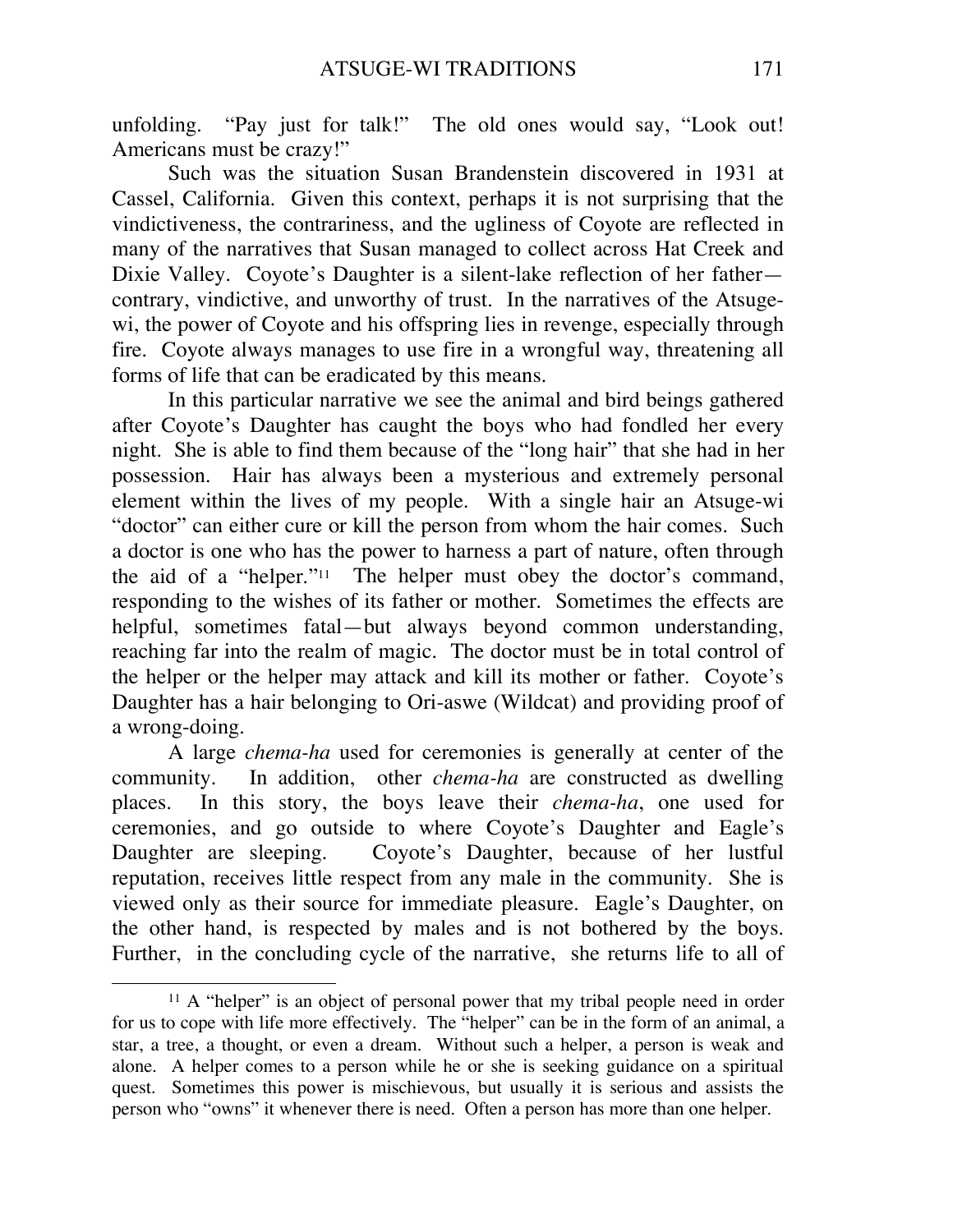unfolding. "Pay just for talk!" The old ones would say, "Look out! Americans must be crazy!"

Such was the situation Susan Brandenstein discovered in 1931 at Cassel, California. Given this context, perhaps it is not surprising that the vindictiveness, the contrariness, and the ugliness of Coyote are reflected in many of the narratives that Susan managed to collect across Hat Creek and Dixie Valley. Coyote's Daughter is a silent-lake reflection of her father—contrary, vindictive, and unworthy of trust. In the narratives of the Atsuge-wi, the power of Coyote and his offspring lies in revenge, especially through fire. Coyote always manages to use fire in a wrongful way, threatening all forms of life that can be eradicated by this means.

In this particular narrative we see the animal and bird beings gathered after Coyote's Daughter has caught the boys who had fondled her every night. She is able to find them because of the "long hair" that she had in her possession. Hair has always been a mysterious and extremely personal element within the lives of my people. With a single hair an Atsuge-wi "doctor" can either cure or kill the person from whom the hair comes. Such a doctor is one who has the power to harness a part of nature, often through the aid of a "helper."[11] The helper must obey the doctor's command, responding to the wishes of its father or mother. Sometimes the effects are helpful, sometimes fatal—but always beyond common understanding, reaching far into the realm of magic. The doctor must be in total control of the helper or the helper may attack and kill its mother or father. Coyote's Daughter has a hair belonging to Ori-aswe (Wildcat) and providing proof of a wrong-doing.

A large *chema-ha* used for ceremonies is generally at center of the community. In addition, other *chema-ha* are constructed as dwelling places. In this story, the boys leave their *chema-ha*, one used for ceremonies, and go outside to where Coyote's Daughter and Eagle's Daughter are sleeping. Coyote's Daughter, because of her lustful reputation, receives little respect from any male in the community. She is viewed only as their source for immediate pleasure. Eagle's Daughter, on the other hand, is respected by males and is not bothered by the boys. Further, in the concluding cycle of the narrative, she returns life to all of

---

[11] A "helper" is an object of personal power that my tribal people need in order for us to cope with life more effectively. The "helper" can be in the form of an animal, a star, a tree, a thought, or even a dream. Without such a helper, a person is weak and alone. A helper comes to a person while he or she is seeking guidance on a spiritual quest. Sometimes this power is mischievous, but usually it is serious and assists the person who "owns" it whenever there is need. Often a person has more than one helper.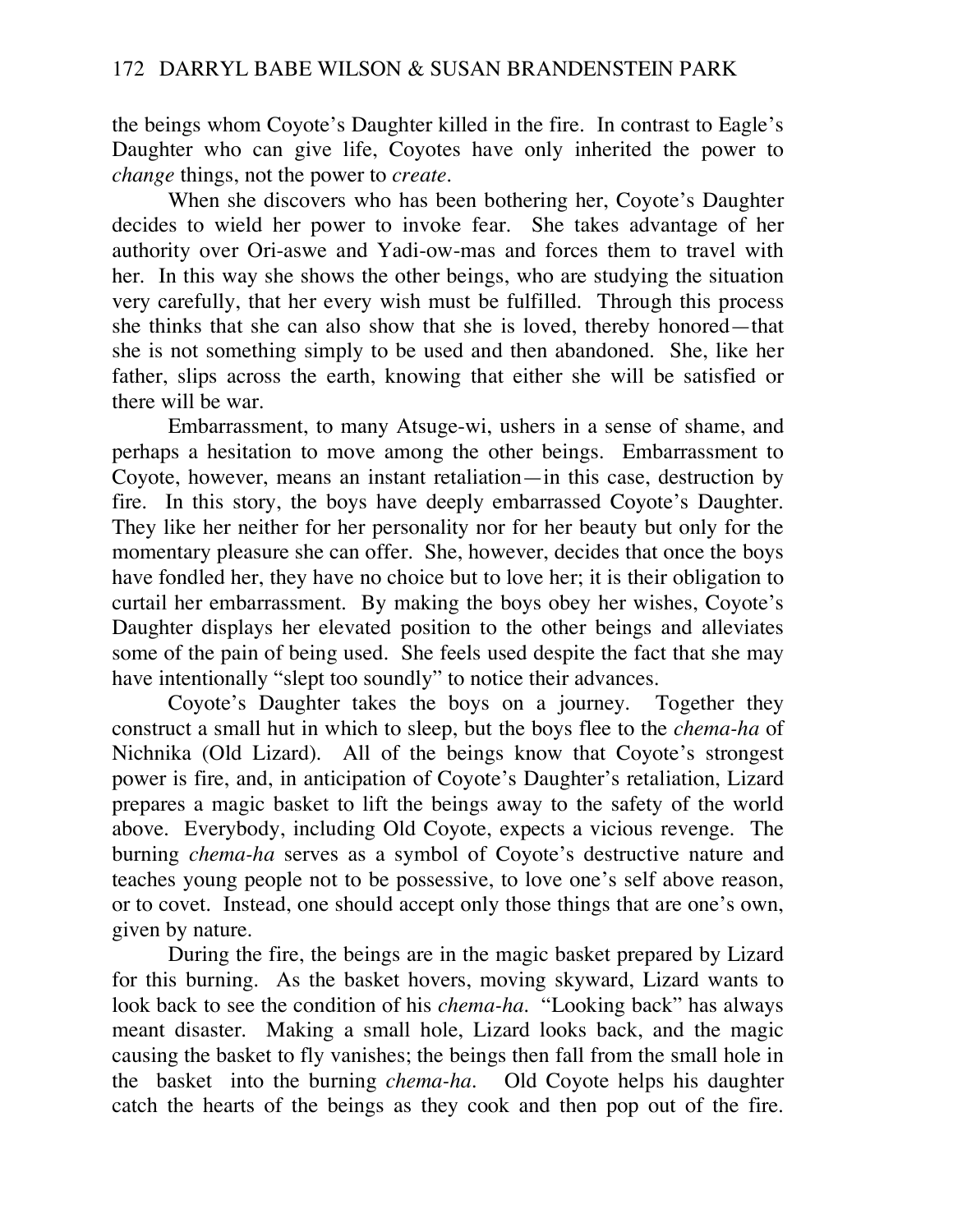the beings whom Coyote's Daughter killed in the fire. In contrast to Eagle's Daughter who can give life, Coyotes have only inherited the power to *change* things, not the power to *create*.

When she discovers who has been bothering her, Coyote's Daughter decides to wield her power to invoke fear. She takes advantage of her authority over Ori-aswe and Yadi-ow-mas and forces them to travel with her. In this way she shows the other beings, who are studying the situation very carefully, that her every wish must be fulfilled. Through this process she thinks that she can also show that she is loved, thereby honored—that she is not something simply to be used and then abandoned. She, like her father, slips across the earth, knowing that either she will be satisfied or there will be war.

Embarrassment, to many Atsuge-wi, ushers in a sense of shame, and perhaps a hesitation to move among the other beings. Embarrassment to Coyote, however, means an instant retaliation—in this case, destruction by fire. In this story, the boys have deeply embarrassed Coyote's Daughter. They like her neither for her personality nor for her beauty but only for the momentary pleasure she can offer. She, however, decides that once the boys have fondled her, they have no choice but to love her; it is their obligation to curtail her embarrassment. By making the boys obey her wishes, Coyote's Daughter displays her elevated position to the other beings and alleviates some of the pain of being used. She feels used despite the fact that she may have intentionally "slept too soundly" to notice their advances.

Coyote's Daughter takes the boys on a journey. Together they construct a small hut in which to sleep, but the boys flee to the *chema-ha* of Nichnika (Old Lizard). All of the beings know that Coyote's strongest power is fire, and, in anticipation of Coyote's Daughter's retaliation, Lizard prepares a magic basket to lift the beings away to the safety of the world above. Everybody, including Old Coyote, expects a vicious revenge. The burning *chema-ha* serves as a symbol of Coyote's destructive nature and teaches young people not to be possessive, to love one's self above reason, or to covet. Instead, one should accept only those things that are one's own, given by nature.

During the fire, the beings are in the magic basket prepared by Lizard for this burning. As the basket hovers, moving skyward, Lizard wants to look back to see the condition of his *chema-ha*. "Looking back" has always meant disaster. Making a small hole, Lizard looks back, and the magic causing the basket to fly vanishes; the beings then fall from the small hole in the basket into the burning *chema-ha*. Old Coyote helps his daughter catch the hearts of the beings as they cook and then pop out of the fire.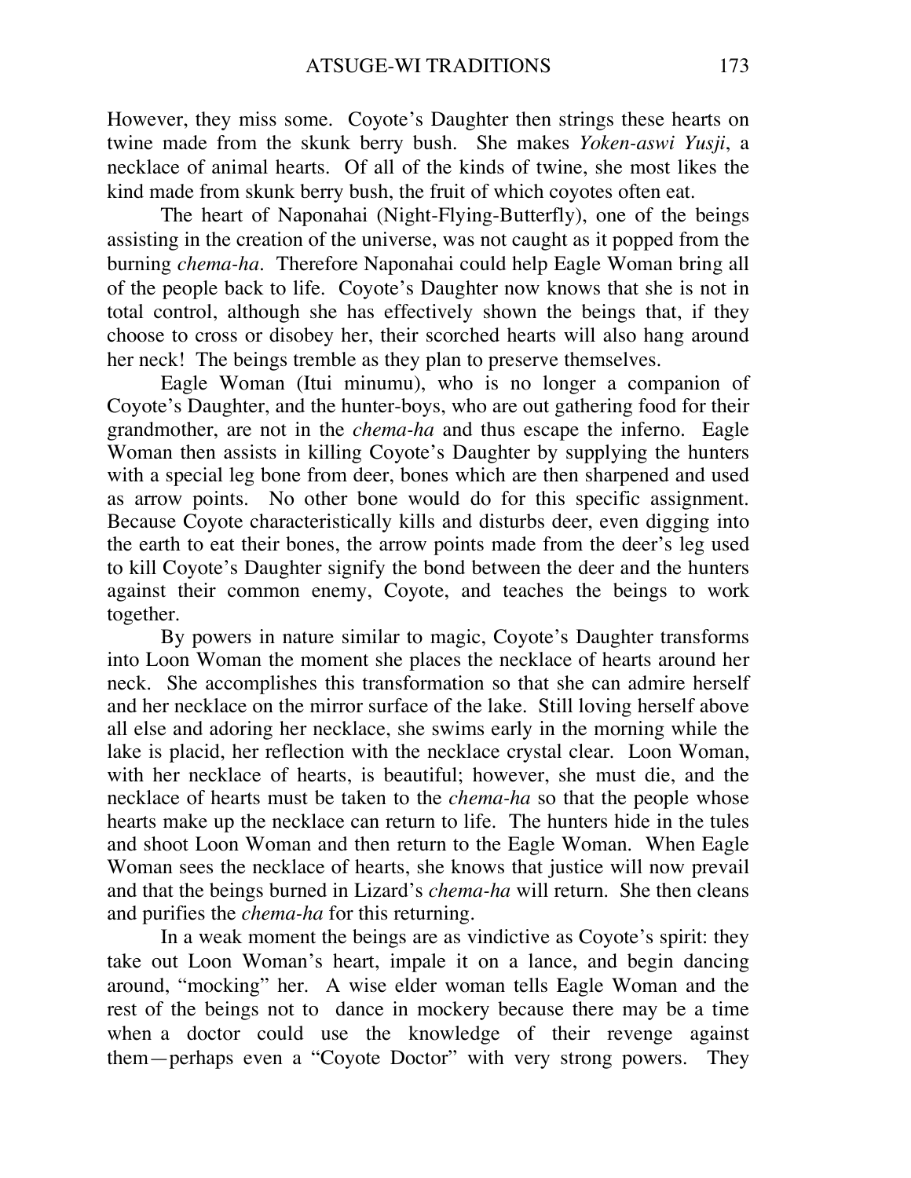However, they miss some. Coyote's Daughter then strings these hearts on twine made from the skunk berry bush. She makes *Yoken-aswi Yusji*, a necklace of animal hearts. Of all of the kinds of twine, she most likes the kind made from skunk berry bush, the fruit of which coyotes often eat.

The heart of Naponahai (Night-Flying-Butterfly), one of the beings assisting in the creation of the universe, was not caught as it popped from the burning *chema-ha*. Therefore Naponahai could help Eagle Woman bring all of the people back to life. Coyote's Daughter now knows that she is not in total control, although she has effectively shown the beings that, if they choose to cross or disobey her, their scorched hearts will also hang around her neck! The beings tremble as they plan to preserve themselves.

Eagle Woman (Itui minumu), who is no longer a companion of Coyote's Daughter, and the hunter-boys, who are out gathering food for their grandmother, are not in the *chema-ha* and thus escape the inferno. Eagle Woman then assists in killing Coyote's Daughter by supplying the hunters with a special leg bone from deer, bones which are then sharpened and used as arrow points. No other bone would do for this specific assignment. Because Coyote characteristically kills and disturbs deer, even digging into the earth to eat their bones, the arrow points made from the deer's leg used to kill Coyote's Daughter signify the bond between the deer and the hunters against their common enemy, Coyote, and teaches the beings to work together.

By powers in nature similar to magic, Coyote's Daughter transforms into Loon Woman the moment she places the necklace of hearts around her neck. She accomplishes this transformation so that she can admire herself and her necklace on the mirror surface of the lake. Still loving herself above all else and adoring her necklace, she swims early in the morning while the lake is placid, her reflection with the necklace crystal clear. Loon Woman, with her necklace of hearts, is beautiful; however, she must die, and the necklace of hearts must be taken to the *chema-ha* so that the people whose hearts make up the necklace can return to life. The hunters hide in the tules and shoot Loon Woman and then return to the Eagle Woman. When Eagle Woman sees the necklace of hearts, she knows that justice will now prevail and that the beings burned in Lizard's *chema-ha* will return. She then cleans and purifies the *chema-ha* for this returning.

In a weak moment the beings are as vindictive as Coyote's spirit: they take out Loon Woman's heart, impale it on a lance, and begin dancing around, "mocking" her. A wise elder woman tells Eagle Woman and the rest of the beings not to dance in mockery because there may be a time when a doctor could use the knowledge of their revenge against them—perhaps even a "Coyote Doctor" with very strong powers. They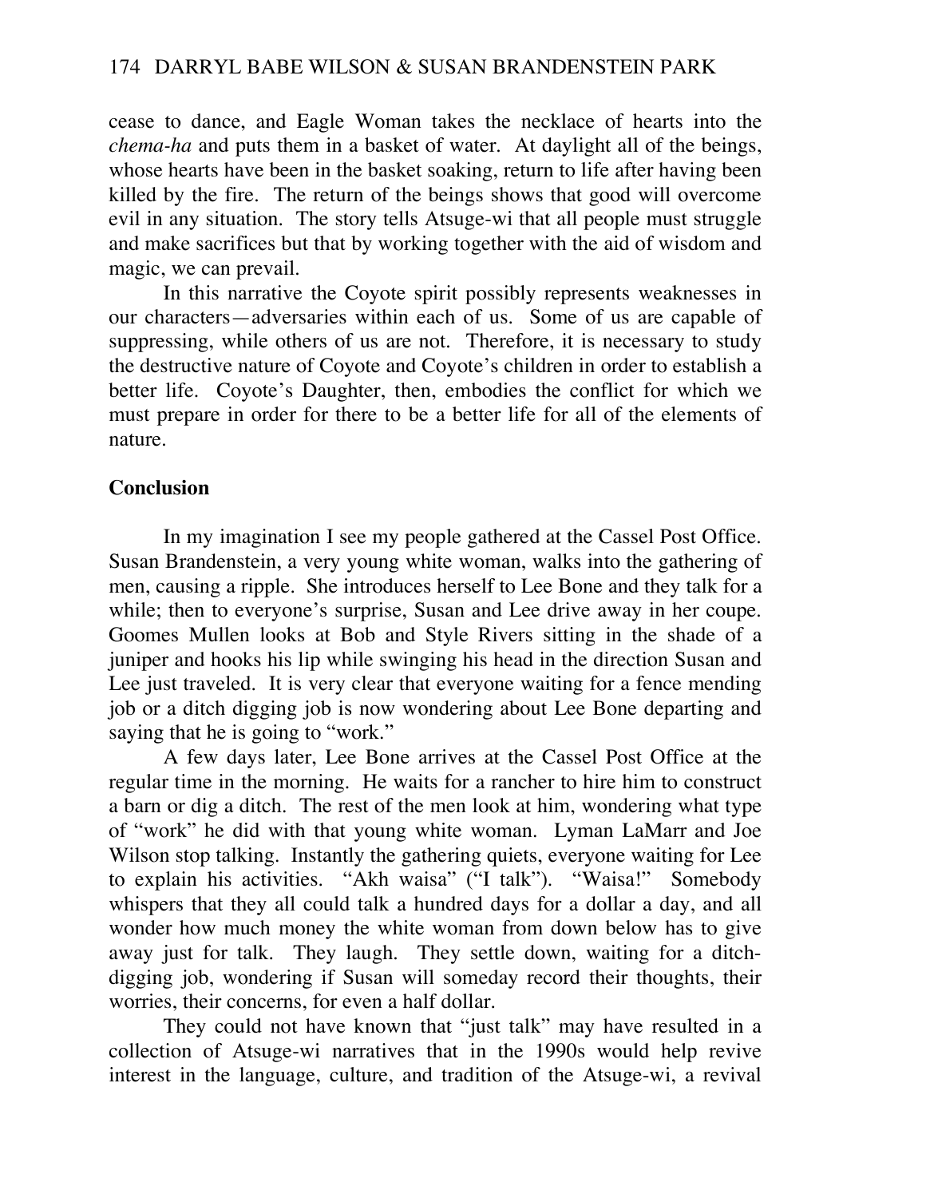cease to dance, and Eagle Woman takes the necklace of hearts into the *chema-ha* and puts them in a basket of water. At daylight all of the beings, whose hearts have been in the basket soaking, return to life after having been killed by the fire. The return of the beings shows that good will overcome evil in any situation. The story tells Atsuge-wi that all people must struggle and make sacrifices but that by working together with the aid of wisdom and magic, we can prevail.

In this narrative the Coyote spirit possibly represents weaknesses in our characters—adversaries within each of us. Some of us are capable of suppressing, while others of us are not. Therefore, it is necessary to study the destructive nature of Coyote and Coyote's children in order to establish a better life. Coyote's Daughter, then, embodies the conflict for which we must prepare in order for there to be a better life for all of the elements of nature.

**Conclusion**

In my imagination I see my people gathered at the Cassel Post Office. Susan Brandenstein, a very young white woman, walks into the gathering of men, causing a ripple. She introduces herself to Lee Bone and they talk for a while; then to everyone's surprise, Susan and Lee drive away in her coupe. Goomes Mullen looks at Bob and Style Rivers sitting in the shade of a juniper and hooks his lip while swinging his head in the direction Susan and Lee just traveled. It is very clear that everyone waiting for a fence mending job or a ditch digging job is now wondering about Lee Bone departing and saying that he is going to "work."

A few days later, Lee Bone arrives at the Cassel Post Office at the regular time in the morning. He waits for a rancher to hire him to construct a barn or dig a ditch. The rest of the men look at him, wondering what type of "work" he did with that young white woman. Lyman LaMarr and Joe Wilson stop talking. Instantly the gathering quiets, everyone waiting for Lee to explain his activities. "Akh waisa" ("I talk"). "Waisa!" Somebody whispers that they all could talk a hundred days for a dollar a day, and all wonder how much money the white woman from down below has to give away just for talk. They laugh. They settle down, waiting for a ditch-digging job, wondering if Susan will someday record their thoughts, their worries, their concerns, for even a half dollar.

They could not have known that "just talk" may have resulted in a collection of Atsuge-wi narratives that in the 1990s would help revive interest in the language, culture, and tradition of the Atsuge-wi, a revival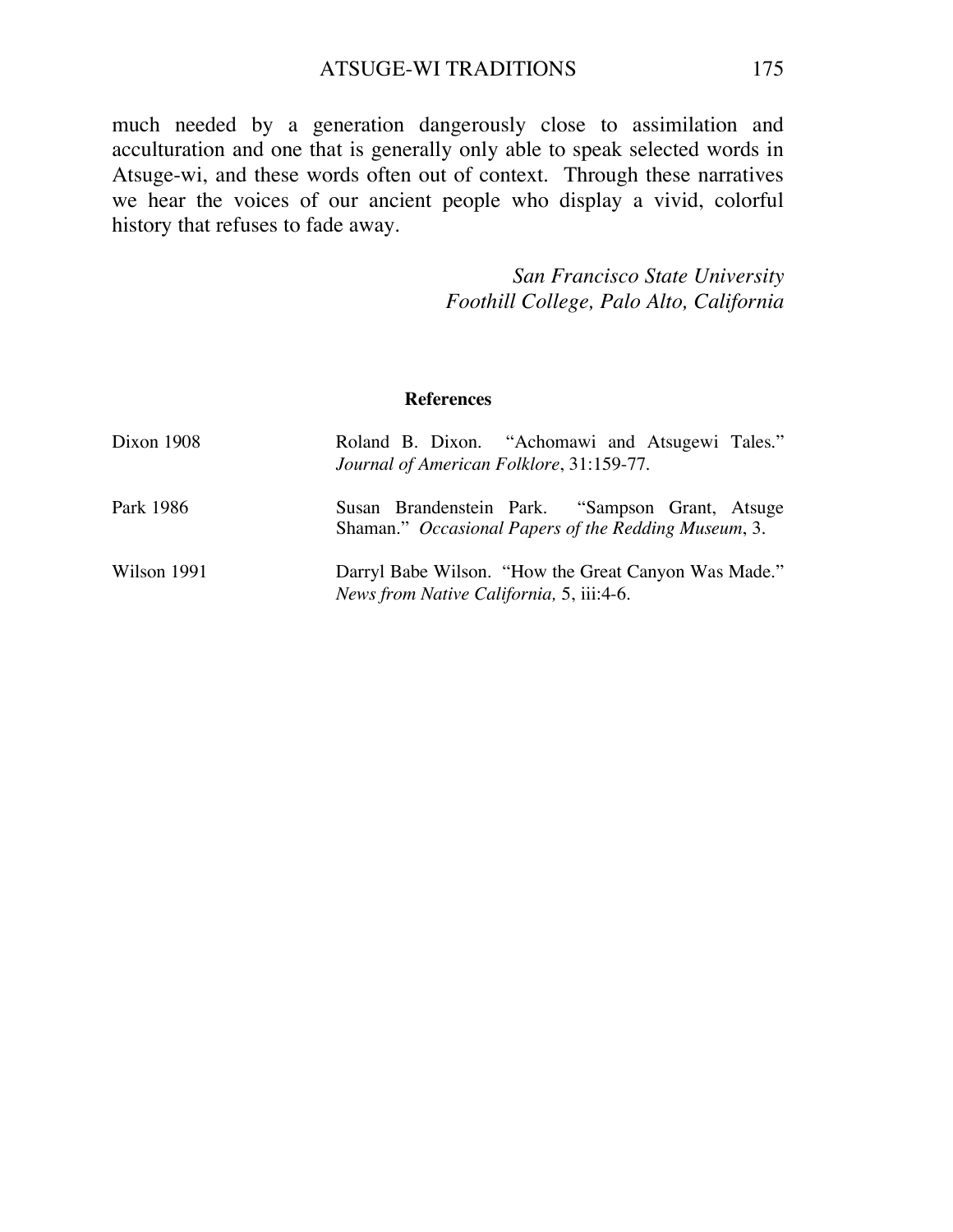much needed by a generation dangerously close to assimilation and acculturation and one that is generally only able to speak selected words in Atsuge-wi, and these words often out of context. Through these narratives we hear the voices of our ancient people who display a vivid, colorful history that refuses to fade away.

*San Francisco State University*
*Foothill College, Palo Alto, California*

## References

| | |
|---|---|
| Dixon 1908 | Roland B. Dixon. "Achomawi and Atsugewi Tales." *Journal of American Folklore*, 31:159-77. |
| Park 1986 | Susan Brandenstein Park. "Sampson Grant, Atsuge Shaman." *Occasional Papers of the Redding Museum*, 3. |
| Wilson 1991 | Darryl Babe Wilson. "How the Great Canyon Was Made." *News from Native California,* 5, iii:4-6. |